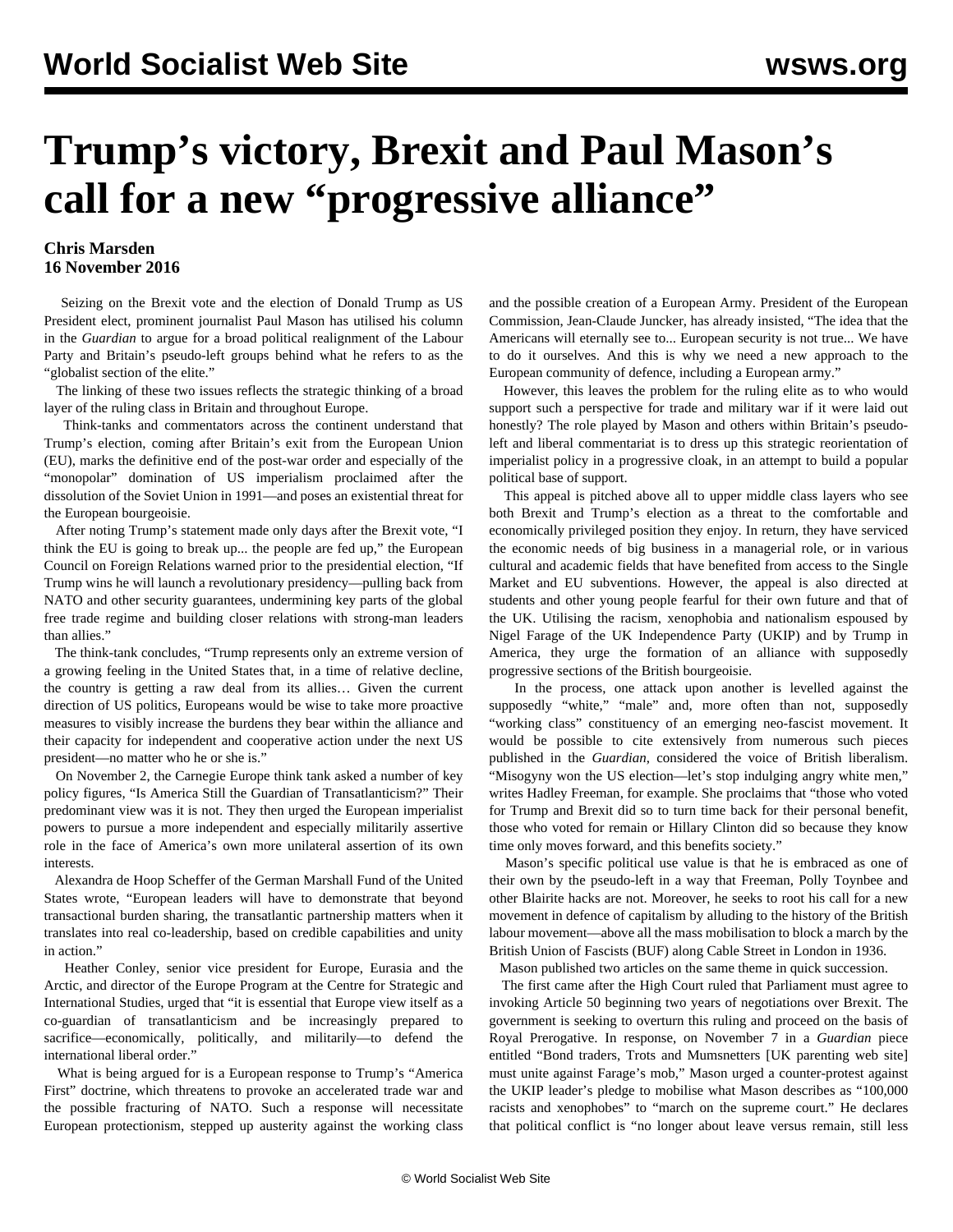# Trump's victory, Brexit and Paul Mason's call for a new "progressive alliance"

**Chris Marsden**
**16 November 2016**

Seizing on the Brexit vote and the election of Donald Trump as US President elect, prominent journalist Paul Mason has utilised his column in the *Guardian* to argue for a broad political realignment of the Labour Party and Britain's pseudo-left groups behind what he refers to as the "globalist section of the elite."

The linking of these two issues reflects the strategic thinking of a broad layer of the ruling class in Britain and throughout Europe.

Think-tanks and commentators across the continent understand that Trump's election, coming after Britain's exit from the European Union (EU), marks the definitive end of the post-war order and especially of the "monopolar" domination of US imperialism proclaimed after the dissolution of the Soviet Union in 1991—and poses an existential threat for the European bourgeoisie.

After noting Trump's statement made only days after the Brexit vote, "I think the EU is going to break up... the people are fed up," the European Council on Foreign Relations warned prior to the presidential election, "If Trump wins he will launch a revolutionary presidency—pulling back from NATO and other security guarantees, undermining key parts of the global free trade regime and building closer relations with strong-man leaders than allies."

The think-tank concludes, "Trump represents only an extreme version of a growing feeling in the United States that, in a time of relative decline, the country is getting a raw deal from its allies… Given the current direction of US politics, Europeans would be wise to take more proactive measures to visibly increase the burdens they bear within the alliance and their capacity for independent and cooperative action under the next US president—no matter who he or she is."

On November 2, the Carnegie Europe think tank asked a number of key policy figures, "Is America Still the Guardian of Transatlanticism?" Their predominant view was it is not. They then urged the European imperialist powers to pursue a more independent and especially militarily assertive role in the face of America's own more unilateral assertion of its own interests.

Alexandra de Hoop Scheffer of the German Marshall Fund of the United States wrote, "European leaders will have to demonstrate that beyond transactional burden sharing, the transatlantic partnership matters when it translates into real co-leadership, based on credible capabilities and unity in action."

Heather Conley, senior vice president for Europe, Eurasia and the Arctic, and director of the Europe Program at the Centre for Strategic and International Studies, urged that "it is essential that Europe view itself as a co-guardian of transatlanticism and be increasingly prepared to sacrifice—economically, politically, and militarily—to defend the international liberal order."

What is being argued for is a European response to Trump's "America First" doctrine, which threatens to provoke an accelerated trade war and the possible fracturing of NATO. Such a response will necessitate European protectionism, stepped up austerity against the working class and the possible creation of a European Army. President of the European Commission, Jean-Claude Juncker, has already insisted, "The idea that the Americans will eternally see to... European security is not true... We have to do it ourselves. And this is why we need a new approach to the European community of defence, including a European army."

However, this leaves the problem for the ruling elite as to who would support such a perspective for trade and military war if it were laid out honestly? The role played by Mason and others within Britain's pseudo-left and liberal commentariat is to dress up this strategic reorientation of imperialist policy in a progressive cloak, in an attempt to build a popular political base of support.

This appeal is pitched above all to upper middle class layers who see both Brexit and Trump's election as a threat to the comfortable and economically privileged position they enjoy. In return, they have serviced the economic needs of big business in a managerial role, or in various cultural and academic fields that have benefited from access to the Single Market and EU subventions. However, the appeal is also directed at students and other young people fearful for their own future and that of the UK. Utilising the racism, xenophobia and nationalism espoused by Nigel Farage of the UK Independence Party (UKIP) and by Trump in America, they urge the formation of an alliance with supposedly progressive sections of the British bourgeoisie.

In the process, one attack upon another is levelled against the supposedly "white," "male" and, more often than not, supposedly "working class" constituency of an emerging neo-fascist movement. It would be possible to cite extensively from numerous such pieces published in the *Guardian*, considered the voice of British liberalism. "Misogyny won the US election—let's stop indulging angry white men," writes Hadley Freeman, for example. She proclaims that "those who voted for Trump and Brexit did so to turn time back for their personal benefit, those who voted for remain or Hillary Clinton did so because they know time only moves forward, and this benefits society."

Mason's specific political use value is that he is embraced as one of their own by the pseudo-left in a way that Freeman, Polly Toynbee and other Blairite hacks are not. Moreover, he seeks to root his call for a new movement in defence of capitalism by alluding to the history of the British labour movement—above all the mass mobilisation to block a march by the British Union of Fascists (BUF) along Cable Street in London in 1936.

Mason published two articles on the same theme in quick succession.

The first came after the High Court ruled that Parliament must agree to invoking Article 50 beginning two years of negotiations over Brexit. The government is seeking to overturn this ruling and proceed on the basis of Royal Prerogative. In response, on November 7 in a *Guardian* piece entitled "Bond traders, Trots and Mumsnetters [UK parenting web site] must unite against Farage's mob," Mason urged a counter-protest against the UKIP leader's pledge to mobilise what Mason describes as "100,000 racists and xenophobes" to "march on the supreme court." He declares that political conflict is "no longer about leave versus remain, still less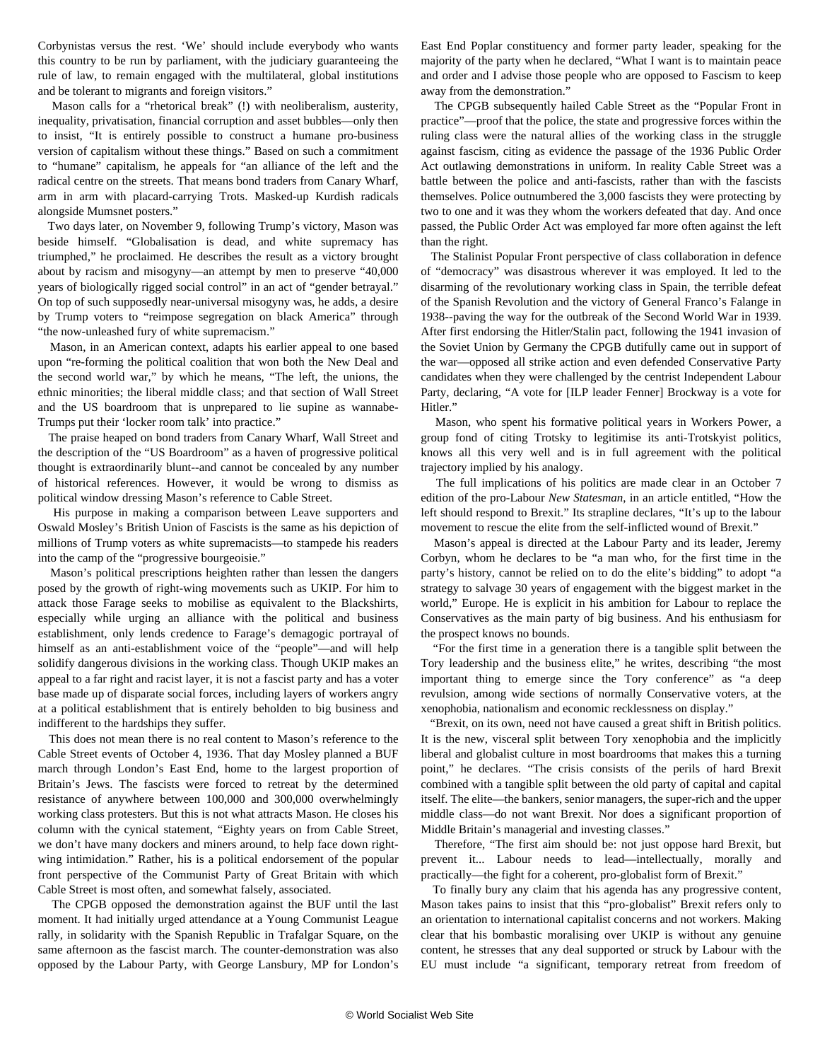Corbynistas versus the rest. 'We' should include everybody who wants this country to be run by parliament, with the judiciary guaranteeing the rule of law, to remain engaged with the multilateral, global institutions and be tolerant to migrants and foreign visitors."

Mason calls for a "rhetorical break" (!) with neoliberalism, austerity, inequality, privatisation, financial corruption and asset bubbles—only then to insist, "It is entirely possible to construct a humane pro-business version of capitalism without these things." Based on such a commitment to "humane" capitalism, he appeals for "an alliance of the left and the radical centre on the streets. That means bond traders from Canary Wharf, arm in arm with placard-carrying Trots. Masked-up Kurdish radicals alongside Mumsnet posters."

Two days later, on November 9, following Trump's victory, Mason was beside himself. "Globalisation is dead, and white supremacy has triumphed," he proclaimed. He describes the result as a victory brought about by racism and misogyny—an attempt by men to preserve "40,000 years of biologically rigged social control" in an act of "gender betrayal." On top of such supposedly near-universal misogyny was, he adds, a desire by Trump voters to "reimpose segregation on black America" through "the now-unleashed fury of white supremacism."

Mason, in an American context, adapts his earlier appeal to one based upon "re-forming the political coalition that won both the New Deal and the second world war," by which he means, "The left, the unions, the ethnic minorities; the liberal middle class; and that section of Wall Street and the US boardroom that is unprepared to lie supine as wannabe-Trumps put their 'locker room talk' into practice."

The praise heaped on bond traders from Canary Wharf, Wall Street and the description of the "US Boardroom" as a haven of progressive political thought is extraordinarily blunt--and cannot be concealed by any number of historical references. However, it would be wrong to dismiss as political window dressing Mason's reference to Cable Street.

His purpose in making a comparison between Leave supporters and Oswald Mosley's British Union of Fascists is the same as his depiction of millions of Trump voters as white supremacists—to stampede his readers into the camp of the "progressive bourgeoisie."

Mason's political prescriptions heighten rather than lessen the dangers posed by the growth of right-wing movements such as UKIP. For him to attack those Farage seeks to mobilise as equivalent to the Blackshirts, especially while urging an alliance with the political and business establishment, only lends credence to Farage's demagogic portrayal of himself as an anti-establishment voice of the "people"—and will help solidify dangerous divisions in the working class. Though UKIP makes an appeal to a far right and racist layer, it is not a fascist party and has a voter base made up of disparate social forces, including layers of workers angry at a political establishment that is entirely beholden to big business and indifferent to the hardships they suffer.

This does not mean there is no real content to Mason's reference to the Cable Street events of October 4, 1936. That day Mosley planned a BUF march through London's East End, home to the largest proportion of Britain's Jews. The fascists were forced to retreat by the determined resistance of anywhere between 100,000 and 300,000 overwhelmingly working class protesters. But this is not what attracts Mason. He closes his column with the cynical statement, "Eighty years on from Cable Street, we don't have many dockers and miners around, to help face down right-wing intimidation." Rather, his is a political endorsement of the popular front perspective of the Communist Party of Great Britain with which Cable Street is most often, and somewhat falsely, associated.

The CPGB opposed the demonstration against the BUF until the last moment. It had initially urged attendance at a Young Communist League rally, in solidarity with the Spanish Republic in Trafalgar Square, on the same afternoon as the fascist march. The counter-demonstration was also opposed by the Labour Party, with George Lansbury, MP for London's East End Poplar constituency and former party leader, speaking for the majority of the party when he declared, "What I want is to maintain peace and order and I advise those people who are opposed to Fascism to keep away from the demonstration."

The CPGB subsequently hailed Cable Street as the "Popular Front in practice"—proof that the police, the state and progressive forces within the ruling class were the natural allies of the working class in the struggle against fascism, citing as evidence the passage of the 1936 Public Order Act outlawing demonstrations in uniform. In reality Cable Street was a battle between the police and anti-fascists, rather than with the fascists themselves. Police outnumbered the 3,000 fascists they were protecting by two to one and it was they whom the workers defeated that day. And once passed, the Public Order Act was employed far more often against the left than the right.

The Stalinist Popular Front perspective of class collaboration in defence of "democracy" was disastrous wherever it was employed. It led to the disarming of the revolutionary working class in Spain, the terrible defeat of the Spanish Revolution and the victory of General Franco's Falange in 1938--paving the way for the outbreak of the Second World War in 1939. After first endorsing the Hitler/Stalin pact, following the 1941 invasion of the Soviet Union by Germany the CPGB dutifully came out in support of the war—opposed all strike action and even defended Conservative Party candidates when they were challenged by the centrist Independent Labour Party, declaring, "A vote for [ILP leader Fenner] Brockway is a vote for Hitler."

Mason, who spent his formative political years in Workers Power, a group fond of citing Trotsky to legitimise its anti-Trotskyist politics, knows all this very well and is in full agreement with the political trajectory implied by his analogy.

The full implications of his politics are made clear in an October 7 edition of the pro-Labour *New Statesman*, in an article entitled, "How the left should respond to Brexit." Its strapline declares, "It's up to the labour movement to rescue the elite from the self-inflicted wound of Brexit."

Mason's appeal is directed at the Labour Party and its leader, Jeremy Corbyn, whom he declares to be "a man who, for the first time in the party's history, cannot be relied on to do the elite's bidding" to adopt "a strategy to salvage 30 years of engagement with the biggest market in the world," Europe. He is explicit in his ambition for Labour to replace the Conservatives as the main party of big business. And his enthusiasm for the prospect knows no bounds.

"For the first time in a generation there is a tangible split between the Tory leadership and the business elite," he writes, describing "the most important thing to emerge since the Tory conference" as "a deep revulsion, among wide sections of normally Conservative voters, at the xenophobia, nationalism and economic recklessness on display."

"Brexit, on its own, need not have caused a great shift in British politics. It is the new, visceral split between Tory xenophobia and the implicitly liberal and globalist culture in most boardrooms that makes this a turning point," he declares. "The crisis consists of the perils of hard Brexit combined with a tangible split between the old party of capital and capital itself. The elite—the bankers, senior managers, the super-rich and the upper middle class—do not want Brexit. Nor does a significant proportion of Middle Britain's managerial and investing classes."

Therefore, "The first aim should be: not just oppose hard Brexit, but prevent it... Labour needs to lead—intellectually, morally and practically—the fight for a coherent, pro-globalist form of Brexit."

To finally bury any claim that his agenda has any progressive content, Mason takes pains to insist that this "pro-globalist" Brexit refers only to an orientation to international capitalist concerns and not workers. Making clear that his bombastic moralising over UKIP is without any genuine content, he stresses that any deal supported or struck by Labour with the EU must include "a significant, temporary retreat from freedom of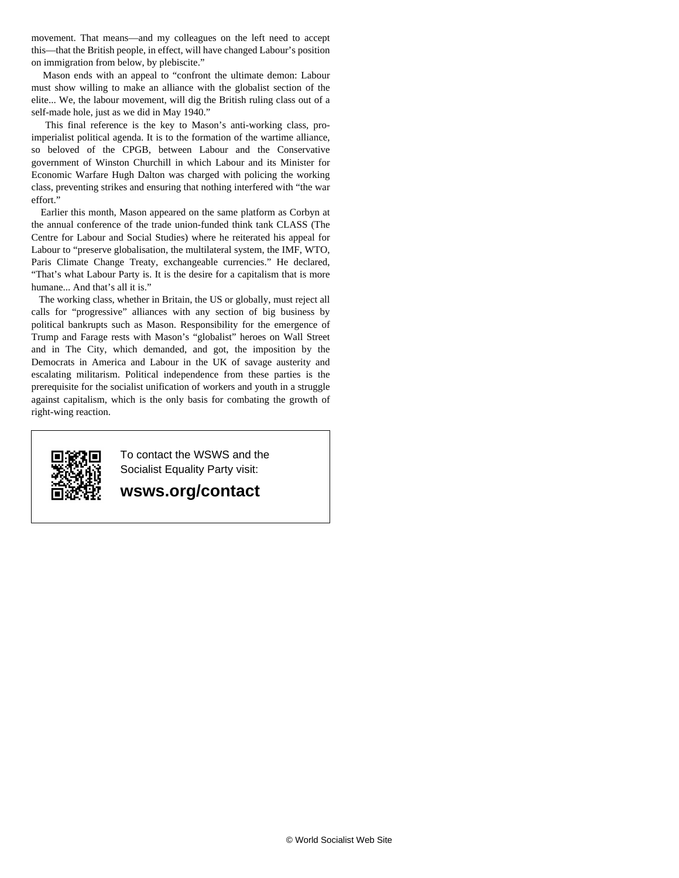movement. That means—and my colleagues on the left need to accept this—that the British people, in effect, will have changed Labour's position on immigration from below, by plebiscite."

Mason ends with an appeal to "confront the ultimate demon: Labour must show willing to make an alliance with the globalist section of the elite... We, the labour movement, will dig the British ruling class out of a self-made hole, just as we did in May 1940."

This final reference is the key to Mason's anti-working class, pro-imperialist political agenda. It is to the formation of the wartime alliance, so beloved of the CPGB, between Labour and the Conservative government of Winston Churchill in which Labour and its Minister for Economic Warfare Hugh Dalton was charged with policing the working class, preventing strikes and ensuring that nothing interfered with "the war effort."

Earlier this month, Mason appeared on the same platform as Corbyn at the annual conference of the trade union-funded think tank CLASS (The Centre for Labour and Social Studies) where he reiterated his appeal for Labour to "preserve globalisation, the multilateral system, the IMF, WTO, Paris Climate Change Treaty, exchangeable currencies." He declared, "That's what Labour Party is. It is the desire for a capitalism that is more humane... And that's all it is."

The working class, whether in Britain, the US or globally, must reject all calls for "progressive" alliances with any section of big business by political bankrupts such as Mason. Responsibility for the emergence of Trump and Farage rests with Mason's "globalist" heroes on Wall Street and in The City, which demanded, and got, the imposition by the Democrats in America and Labour in the UK of savage austerity and escalating militarism. Political independence from these parties is the prerequisite for the socialist unification of workers and youth in a struggle against capitalism, which is the only basis for combating the growth of right-wing reaction.

To contact the WSWS and the Socialist Equality Party visit:

**wsws.org/contact**